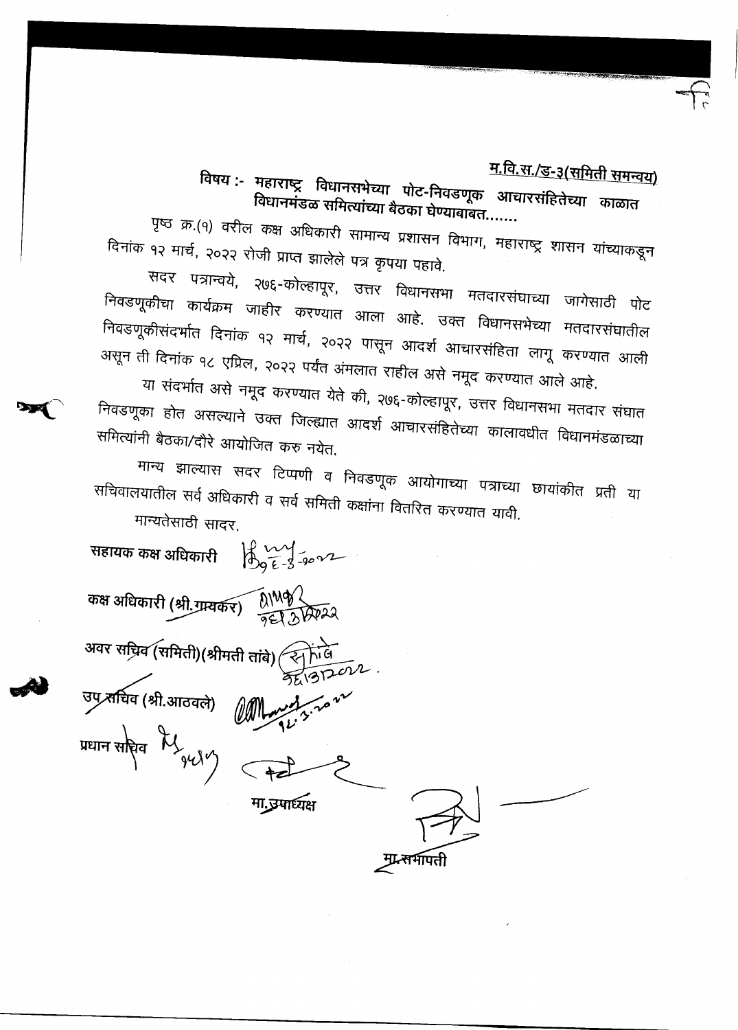म.वि.स./ड-३(समिती समन्वय)

**विषय :- महाराष्ट्र विधानसभेच्या पोट-निवडणूक आचारसंहितेच्या काळात विधानमंडळ समित्यांच्या बैठका घेण्याबाबत.......**

पृष्ठ क्र.(१) वरील कक्ष अधिकारी सामान्य प्रशासन विभाग, महाराष्ट्र शासन यांच्याकडून दिनांक १२ मार्च, २०२२ रोजी प्राप्त झालेले पत्र कृपया पहावे.

सदर पत्रान्वये, २७६-कोल्हापूर, उत्तर विधानसभा मतदारसंघाच्या जागेसाठी पोट निवडणूकीचा कार्यक्रम जाहीर करण्यात आला आहे. उक्त विधानसभेच्या मतदारसंघातील निवडणूकीसंदर्भात दिनांक १२ मार्च, २०२२ पासून आदर्श आचारसंहिता लागू करण्यात आली असून ती दिनांक १८ एप्रिल, २०२२ पर्यंत अंमलात राहील असे नमूद करण्यात आले आहे.

या संदर्भात असे नमूद करण्यात येते की, २७६-कोल्हापूर, उत्तर विधानसभा मतदार संघात निवडणूका होत असल्याने उक्त जिल्ह्यात आदर्श आचारसंहितेच्या कालावधीत विधानमंडळाच्या समित्यांनी बैठका/दौरे आयोजित करु नयेत.

मान्य झाल्यास सदर टिप्पणी व निवडणूक आयोगाच्या पत्राच्या छायांकीत प्रती या सचिवालयातील सर्व अधिकारी व सर्व समिती कक्षांना वितरित करण्यात यावी.

मान्यतेसाठी सादर.

**सहायक कक्ष अधिकारी** (स्वाक्षरी) १६-३-२०२२

**कक्ष अधिकारी (श्री.गायकर)** (स्वाक्षरी) १६/३/२०२२

**अवर सचिव (समिती)(श्रीमती तांबे)** (स्वाक्षरी) १६/३/२०२२.

**उप सचिव (श्री.आठवले)** (स्वाक्षरी) १६.३.२०२२

**प्रधान सचिव** (स्वाक्षरी)

(स्वाक्षरी)

**मा.उपाध्यक्ष**

(स्वाक्षरी)

**मा.सभापती**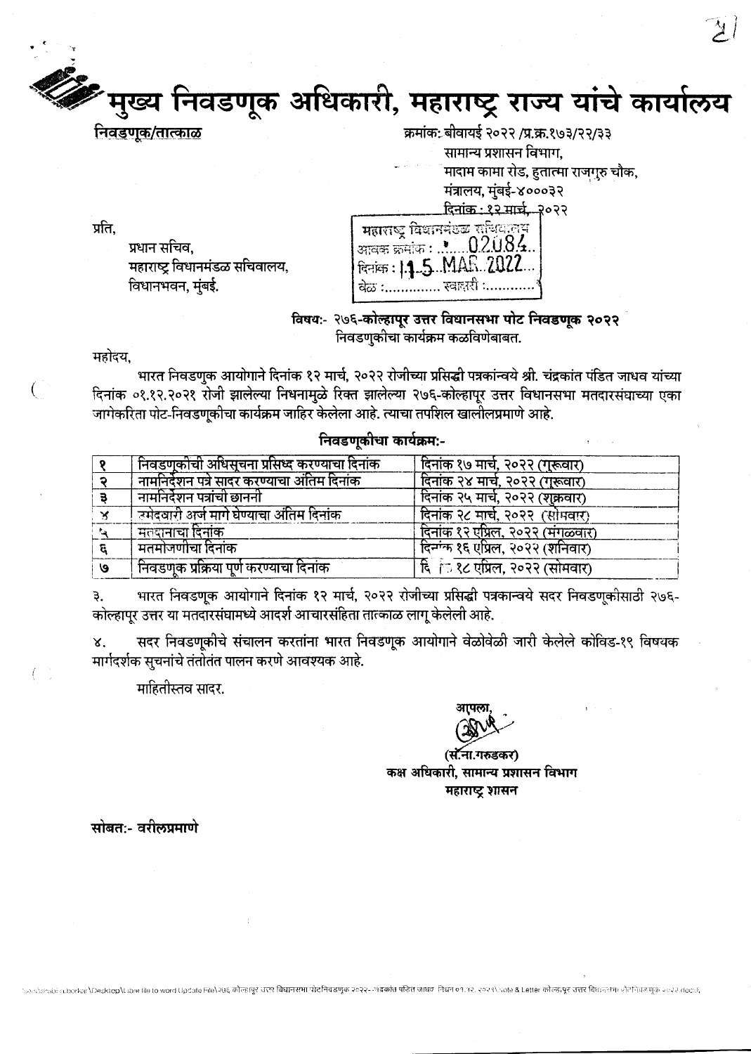# मुख्य निवडणूक अधिकारी, महाराष्ट्र राज्य यांचे कार्यालय

**निवडणूक/तात्काळ**

क्रमांक: बीवायई २०२२ /प्र.क्र.१७३/२२/३३
सामान्य प्रशासन विभाग,
मादाम कामा रोड, हुतात्मा राजगुरु चौक,
मंत्रालय, मुंबई-४०००३२
दिनांक : १२ मार्च, २०२२

प्रति,

प्रधान सचिव,
महाराष्ट्र विधानमंडळ सचिवालय,
विधानभवन, मुंबई.

महाराष्ट्र विधानमंडळ सचिवालय
आवक क्रमांक : 02084
दिनांक : 15 MAR 2022
वेळ : .............. स्वाक्षरी : ............

**विषय:- २७६-कोल्हापूर उत्तर विधानसभा पोट निवडणूक २०२२**
निवडणुकीचा कार्यक्रम कळविणेबाबत.

महोदय,

भारत निवडणूक आयोगाने दिनांक १२ मार्च, २०२२ रोजीच्या प्रसिद्धी पत्रकान्वये श्री. चंद्रकांत पंडित जाधव यांच्या दिनांक ०१.१२.२०२१ रोजी झालेल्या निधनामुळे रिक्त झालेल्या २७६-कोल्हापूर उत्तर विधानसभा मतदारसंघाच्या एका जागेकरिता पोट-निवडणूकीचा कार्यक्रम जाहिर केलेला आहे. त्याचा तपशिल खालीलप्रमाणे आहे.

**निवडणूकीचा कार्यक्रम:-**

| | | |
|---|---|---|
| १ | निवडणूकीची अधिसूचना प्रसिध्द करण्याचा दिनांक | दिनांक १७ मार्च, २०२२ (गुरूवार) |
| २ | नामनिर्देशन पत्रे सादर करण्याचा अंतिम दिनांक | दिनांक २४ मार्च, २०२२ (गुरूवार) |
| ३ | नामनिर्देशन पत्रांची छाननी | दिनांक २५ मार्च, २०२२ (शुक्रवार) |
| ४ | उमेदवारी अर्ज मागे घेण्याचा अंतिम दिनांक | दिनांक २८ मार्च, २०२२ (सोमवार) |
| ५ | मतदानाचा दिनांक | दिनांक १२ एप्रिल, २०२२ (मंगळवार) |
| ६ | मतमोजणीचा दिनांक | दिनांक १६ एप्रिल, २०२२ (शनिवार) |
| ७ | निवडणूक प्रक्रिया पूर्ण करण्याचा दिनांक | दिनांक १८ एप्रिल, २०२२ (सोमवार) |

३. भारत निवडणूक आयोगाने दिनांक १२ मार्च, २०२२ रोजीच्या प्रसिद्धी पत्रकान्वये सदर निवडणूकीसाठी २७६-कोल्हापूर उत्तर या मतदारसंघामध्ये आदर्श आचारसंहिता तात्काळ लागू केलेली आहे.

४. सदर निवडणूकीचे संचालन करतांना भारत निवडणूक आयोगाने वेळोवेळी जारी केलेले कोविड-१९ विषयक मार्गदर्शक सुचनांचे तंतोतंत पालन करणे आवश्यक आहे.

माहितीस्तव सादर.

आपला,

(सं.ना.गरुडकर)
**कक्ष अधिकारी, सामान्य प्रशासन विभाग**
**महाराष्ट्र शासन**

**सोबत:- वरीलप्रमाणे**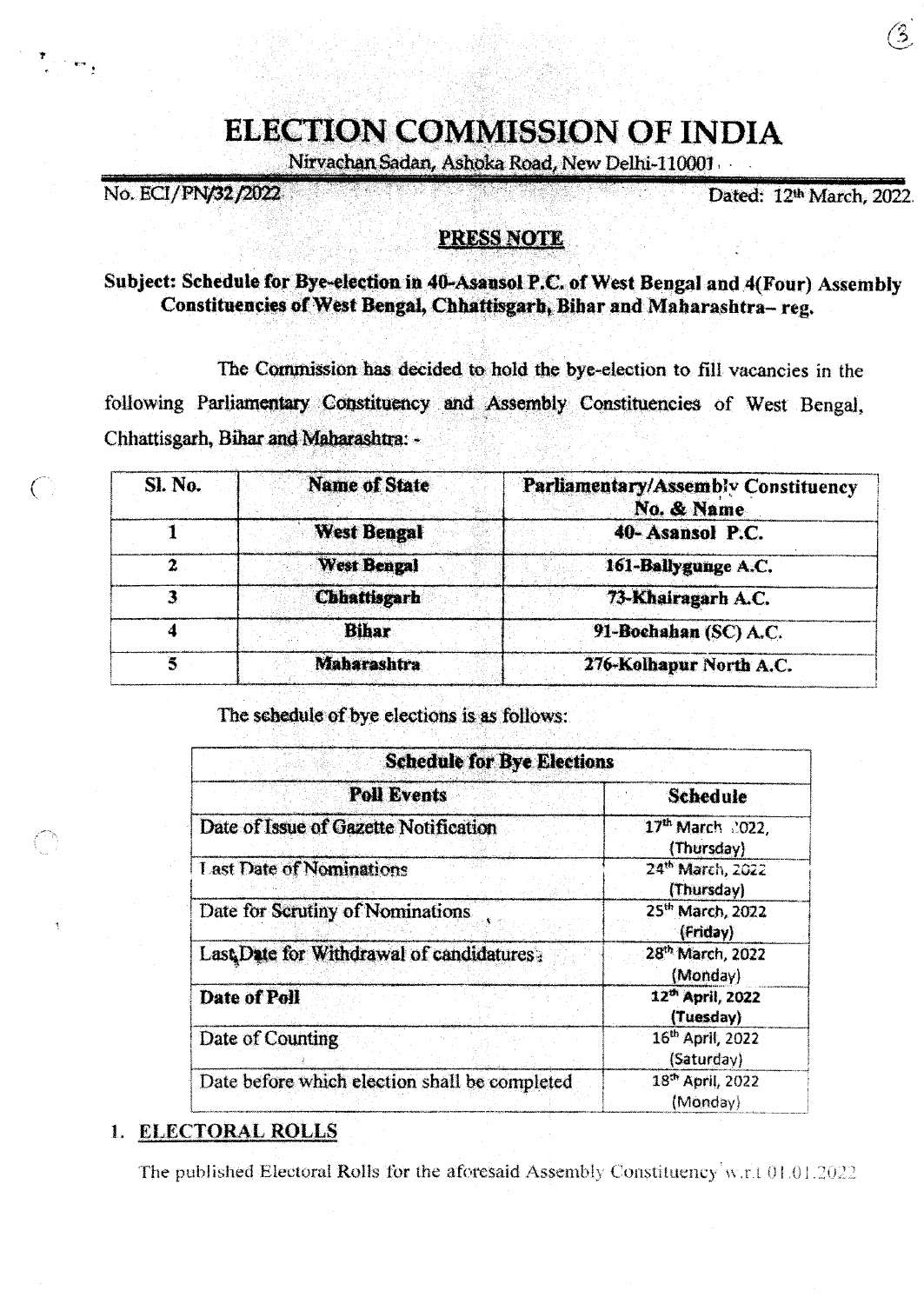# ELECTION COMMISSION OF INDIA

Nirvachan Sadan, Ashoka Road, New Delhi-110001

No. ECI/PN/32/2022 Dated: 12th March, 2022

## PRESS NOTE

**Subject: Schedule for Bye-election in 40-Asansol P.C. of West Bengal and 4(Four) Assembly Constituencies of West Bengal, Chhattisgarh, Bihar and Maharashtra– reg.**

The Commission has decided to hold the bye-election to fill vacancies in the following Parliamentary Constituency and Assembly Constituencies of West Bengal, Chhattisgarh, Bihar and Maharashtra: -

| Sl. No. | Name of State | Parliamentary/Assembly Constituency No. & Name |
|---|---|---|
| 1 | **West Bengal** | **40- Asansol P.C.** |
| 2 | **West Bengal** | **161-Ballygunge A.C.** |
| 3 | **Chhattisgarh** | **73-Khairagarh A.C.** |
| 4 | **Bihar** | **91-Bochahan (SC) A.C.** |
| 5 | **Maharashtra** | **276-Kolhapur North A.C.** |

The schedule of bye elections is as follows:

| **Schedule for Bye Elections** | |
|---|---|
| **Poll Events** | **Schedule** |
| Date of Issue of Gazette Notification | 17th March 2022, (Thursday) |
| Last Date of Nominations | 24th March, 2022 (Thursday) |
| Date for Scrutiny of Nominations | 25th March, 2022 (Friday) |
| Last Date for Withdrawal of candidatures | 28th March, 2022 (Monday) |
| **Date of Poll** | **12th April, 2022 (Tuesday)** |
| Date of Counting | 16th April, 2022 (Saturday) |
| Date before which election shall be completed | 18th April, 2022 (Monday) |

1. **ELECTORAL ROLLS**

The published Electoral Rolls for the aforesaid Assembly Constituency w.r.t 01.01.2022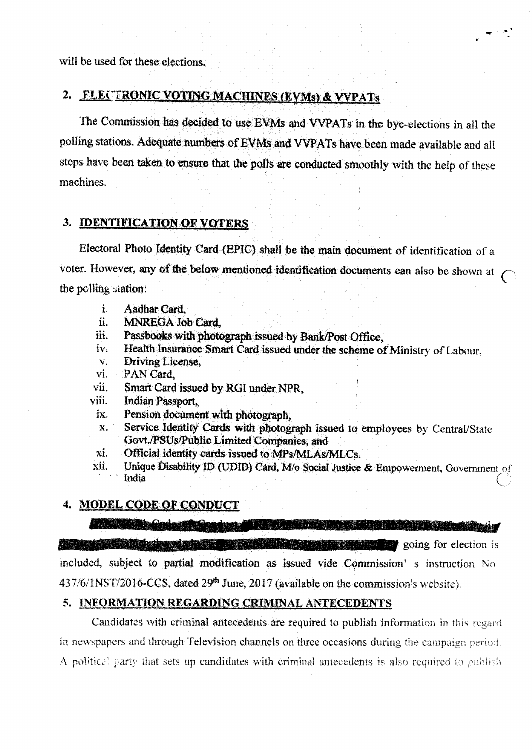will be used for these elections.

## 2. ELECTRONIC VOTING MACHINES (EVMs) & VVPATs

The Commission has decided to use EVMs and VVPATs in the bye-elections in all the polling stations. Adequate numbers of EVMs and VVPATs have been made available and all steps have been taken to ensure that the polls are conducted smoothly with the help of these machines.

## 3. IDENTIFICATION OF VOTERS

Electoral Photo Identity Card (EPIC) shall be the main document of identification of a voter. However, any of the below mentioned identification documents can also be shown at the polling station:

i. Aadhar Card,
ii. MNREGA Job Card,
iii. Passbooks with photograph issued by Bank/Post Office,
iv. Health Insurance Smart Card issued under the scheme of Ministry of Labour,
v. Driving License,
vi. PAN Card,
vii. Smart Card issued by RGI under NPR,
viii. Indian Passport,
ix. Pension document with photograph,
x. Service Identity Cards with photograph issued to employees by Central/State Govt./PSUs/Public Limited Companies, and
xi. Official identity cards issued to MPs/MLAs/MLCs.
xii. Unique Disability ID (UDID) Card, M/o Social Justice & Empowerment, Government of India

## 4. MODEL CODE OF CONDUCT

The Model Code of Conduct shall come into force with immediate effect in the district(s) in which the whole or any part of the Assembly constituency going for election is included, subject to partial modification as issued vide Commission' s instruction No. 437/6/1NST/2016-CCS, dated 29th June, 2017 (available on the commission's website).

## 5. INFORMATION REGARDING CRIMINAL ANTECEDENTS

Candidates with criminal antecedents are required to publish information in this regard in newspapers and through Television channels on three occasions during the campaign period. A political party that sets up candidates with criminal antecedents is also required to publish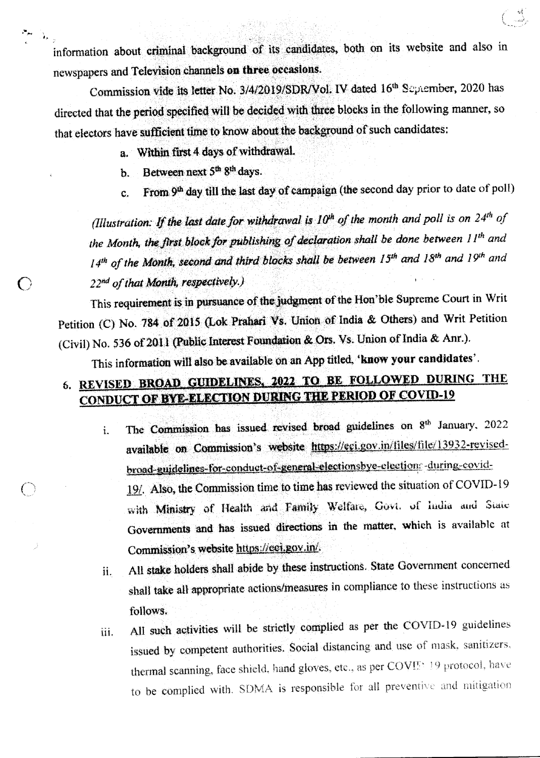information about criminal background of its candidates, both on its website and also in newspapers and Television channels **on three occasions.**

Commission vide its letter No. 3/4/2019/SDR/Vol. IV dated 16th September, 2020 has directed that the period specified will be decided with three blocks in the following manner, so that electors have sufficient time to know about the background of such candidates:

a. Within first 4 days of withdrawal.
b. Between next 5th 8th days.
c. From 9th day till the last day of campaign (the second day prior to date of poll)

*(Illustration: If the last date for withdrawal is 10th of the month and poll is on 24th of the Month, the first block for publishing of declaration shall be done between 11th and 14th of the Month, second and third blocks shall be between 15th and 18th and 19th and 22nd of that Month, respectively.)*

This requirement is in pursuance of the judgment of the Hon'ble Supreme Court in Writ Petition (C) No. 784 of 2015 (Lok Prahari Vs. Union of India & Others) and Writ Petition (Civil) No. 536 of 2011 (Public Interest Foundation & Ors. Vs. Union of India & Anr.).

This information will also be available on an App titled, **'know your candidates'**.

## 6. REVISED BROAD GUIDELINES, 2022 TO BE FOLLOWED DURING THE CONDUCT OF BYE-ELECTION DURING THE PERIOD OF COVID-19

i. The Commission has issued revised broad guidelines on 8th January, 2022 available on Commission's website https://eci.gov.in/files/file/13932-revised-broad-guidelines-for-conduct-of-general-electionsbye-elections-during-covid-19/. Also, the Commission time to time has reviewed the situation of COVID-19 with Ministry of Health and Family Welfare, Govt. of India and State Governments and has issued directions in the matter, which is available at Commission's website https://eci.gov.in/.

ii. All stake holders shall abide by these instructions. State Government concerned shall take all appropriate actions/measures in compliance to these instructions as follows.

iii. All such activities will be strictly complied as per the COVID-19 guidelines issued by competent authorities. Social distancing and use of mask, sanitizers, thermal scanning, face shield, hand gloves, etc., as per COVID-19 protocol, have to be complied with. SDMA is responsible for all preventive and mitigation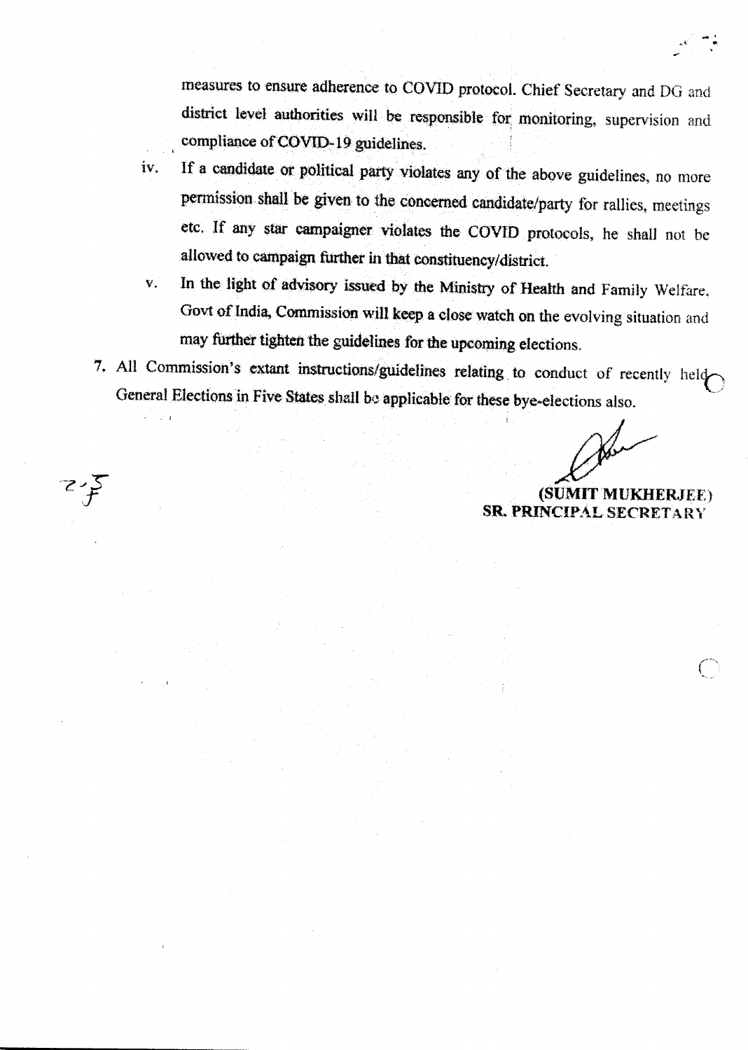measures to ensure adherence to COVID protocol. Chief Secretary and DG and district level authorities will be responsible for monitoring, supervision and compliance of COVID-19 guidelines.

iv. If a candidate or political party violates any of the above guidelines, no more permission shall be given to the concerned candidate/party for rallies, meetings etc. If any star campaigner violates the COVID protocols, he shall not be allowed to campaign further in that constituency/district.

v. In the light of advisory issued by the Ministry of Health and Family Welfare, Govt of India, Commission will keep a close watch on the evolving situation and may further tighten the guidelines for the upcoming elections.

7. All Commission's extant instructions/guidelines relating to conduct of recently held General Elections in Five States shall be applicable for these bye-elections also.

**(SUMIT MUKHERJEE)**
**SR. PRINCIPAL SECRETARY**